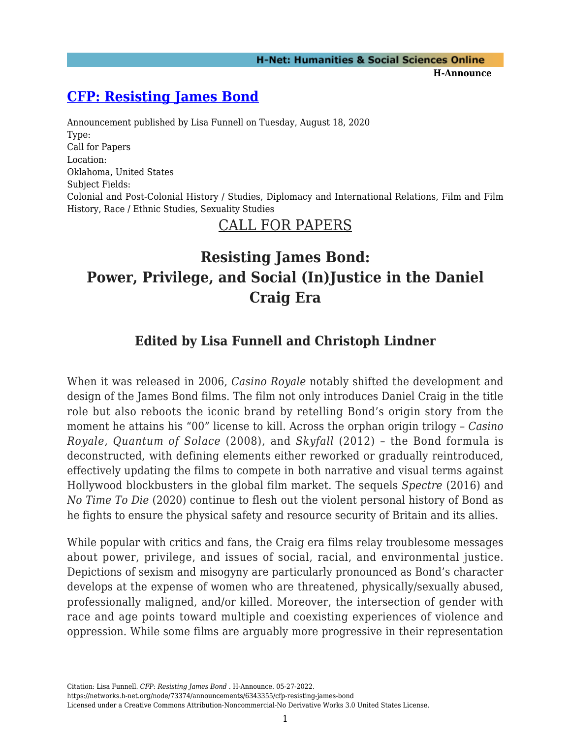# [CFP: Resisting James Bond](https://networks.h-net.org/node/73374/announcements/6343355/cfp-resisting-james-bond)

Announcement published by Lisa Funnell on Tuesday, August 18, 2020

Type:
Call for Papers

Location:
Oklahoma, United States

Subject Fields:
Colonial and Post-Colonial History / Studies, Diplomacy and International Relations, Film and Film History, Race / Ethnic Studies, Sexuality Studies

## CALL FOR PAPERS

## Resisting James Bond: Power, Privilege, and Social (In)Justice in the Daniel Craig Era

### Edited by Lisa Funnell and Christoph Lindner

When it was released in 2006, *Casino Royale* notably shifted the development and design of the James Bond films. The film not only introduces Daniel Craig in the title role but also reboots the iconic brand by retelling Bond's origin story from the moment he attains his "00" license to kill. Across the orphan origin trilogy – *Casino Royale, Quantum of Solace* (2008), and *Skyfall* (2012) – the Bond formula is deconstructed, with defining elements either reworked or gradually reintroduced, effectively updating the films to compete in both narrative and visual terms against Hollywood blockbusters in the global film market. The sequels *Spectre* (2016) and *No Time To Die* (2020) continue to flesh out the violent personal history of Bond as he fights to ensure the physical safety and resource security of Britain and its allies.

While popular with critics and fans, the Craig era films relay troublesome messages about power, privilege, and issues of social, racial, and environmental justice. Depictions of sexism and misogyny are particularly pronounced as Bond's character develops at the expense of women who are threatened, physically/sexually abused, professionally maligned, and/or killed. Moreover, the intersection of gender with race and age points toward multiple and coexisting experiences of violence and oppression. While some films are arguably more progressive in their representation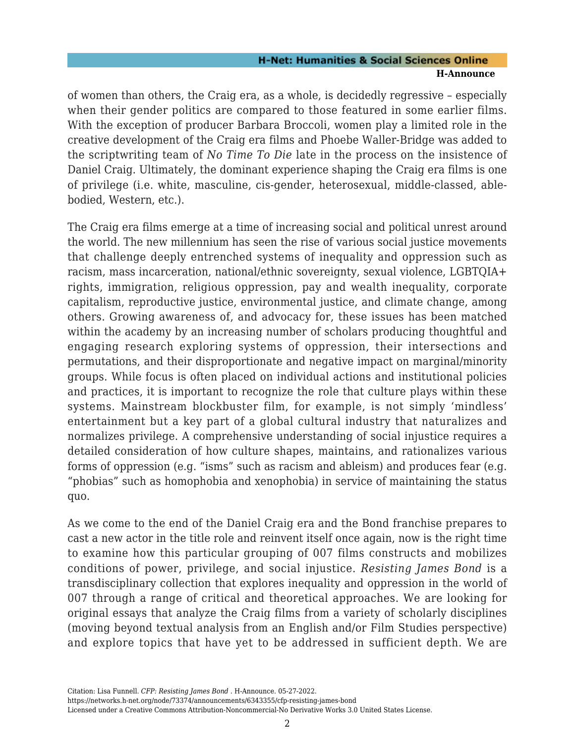of women than others, the Craig era, as a whole, is decidedly regressive – especially when their gender politics are compared to those featured in some earlier films. With the exception of producer Barbara Broccoli, women play a limited role in the creative development of the Craig era films and Phoebe Waller-Bridge was added to the scriptwriting team of *No Time To Die* late in the process on the insistence of Daniel Craig. Ultimately, the dominant experience shaping the Craig era films is one of privilege (i.e. white, masculine, cis-gender, heterosexual, middle-classed, able-bodied, Western, etc.).

The Craig era films emerge at a time of increasing social and political unrest around the world. The new millennium has seen the rise of various social justice movements that challenge deeply entrenched systems of inequality and oppression such as racism, mass incarceration, national/ethnic sovereignty, sexual violence, LGBTQIA+ rights, immigration, religious oppression, pay and wealth inequality, corporate capitalism, reproductive justice, environmental justice, and climate change, among others. Growing awareness of, and advocacy for, these issues has been matched within the academy by an increasing number of scholars producing thoughtful and engaging research exploring systems of oppression, their intersections and permutations, and their disproportionate and negative impact on marginal/minority groups. While focus is often placed on individual actions and institutional policies and practices, it is important to recognize the role that culture plays within these systems. Mainstream blockbuster film, for example, is not simply 'mindless' entertainment but a key part of a global cultural industry that naturalizes and normalizes privilege. A comprehensive understanding of social injustice requires a detailed consideration of how culture shapes, maintains, and rationalizes various forms of oppression (e.g. "isms" such as racism and ableism) and produces fear (e.g. "phobias" such as homophobia and xenophobia) in service of maintaining the status quo.

As we come to the end of the Daniel Craig era and the Bond franchise prepares to cast a new actor in the title role and reinvent itself once again, now is the right time to examine how this particular grouping of 007 films constructs and mobilizes conditions of power, privilege, and social injustice. *Resisting James Bond* is a transdisciplinary collection that explores inequality and oppression in the world of 007 through a range of critical and theoretical approaches. We are looking for original essays that analyze the Craig films from a variety of scholarly disciplines (moving beyond textual analysis from an English and/or Film Studies perspective) and explore topics that have yet to be addressed in sufficient depth. We are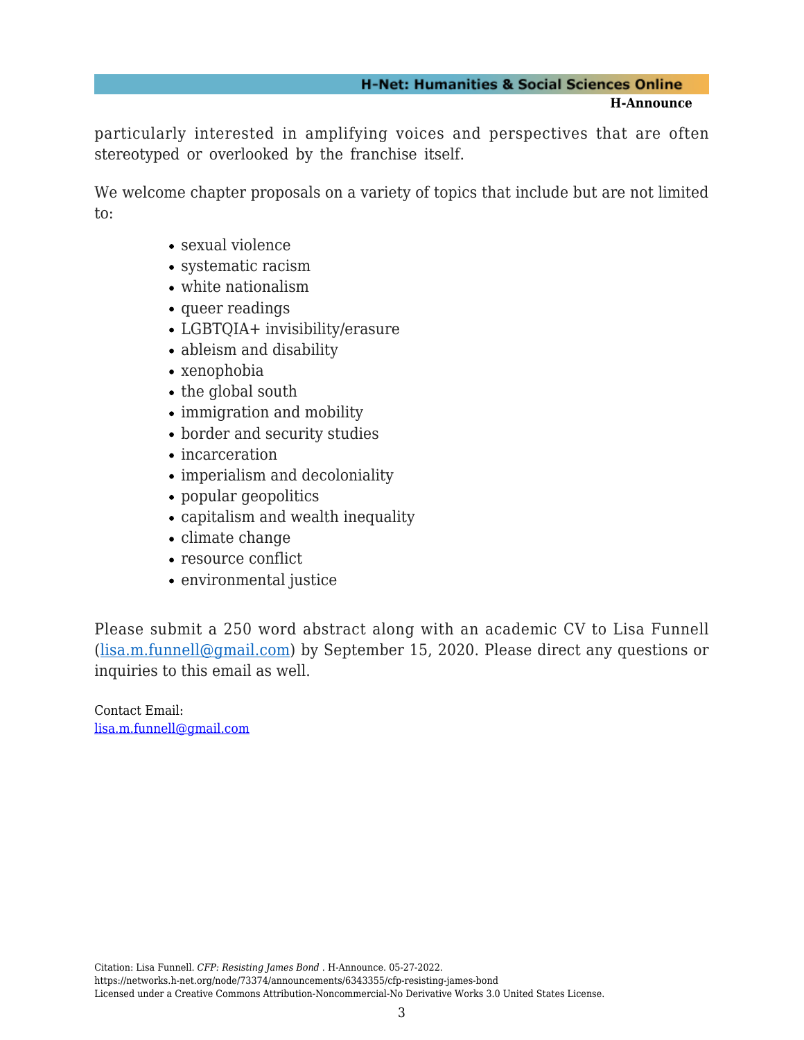particularly interested in amplifying voices and perspectives that are often stereotyped or overlooked by the franchise itself.

We welcome chapter proposals on a variety of topics that include but are not limited to:

- sexual violence
- systematic racism
- white nationalism
- queer readings
- LGBTQIA+ invisibility/erasure
- ableism and disability
- xenophobia
- the global south
- immigration and mobility
- border and security studies
- incarceration
- imperialism and decoloniality
- popular geopolitics
- capitalism and wealth inequality
- climate change
- resource conflict
- environmental justice

Please submit a 250 word abstract along with an academic CV to Lisa Funnell (lisa.m.funnell@gmail.com) by September 15, 2020. Please direct any questions or inquiries to this email as well.

Contact Email:
lisa.m.funnell@gmail.com

Citation: Lisa Funnell. *CFP: Resisting James Bond* . H-Announce. 05-27-2022.
https://networks.h-net.org/node/73374/announcements/6343355/cfp-resisting-james-bond
Licensed under a Creative Commons Attribution-Noncommercial-No Derivative Works 3.0 United States License.